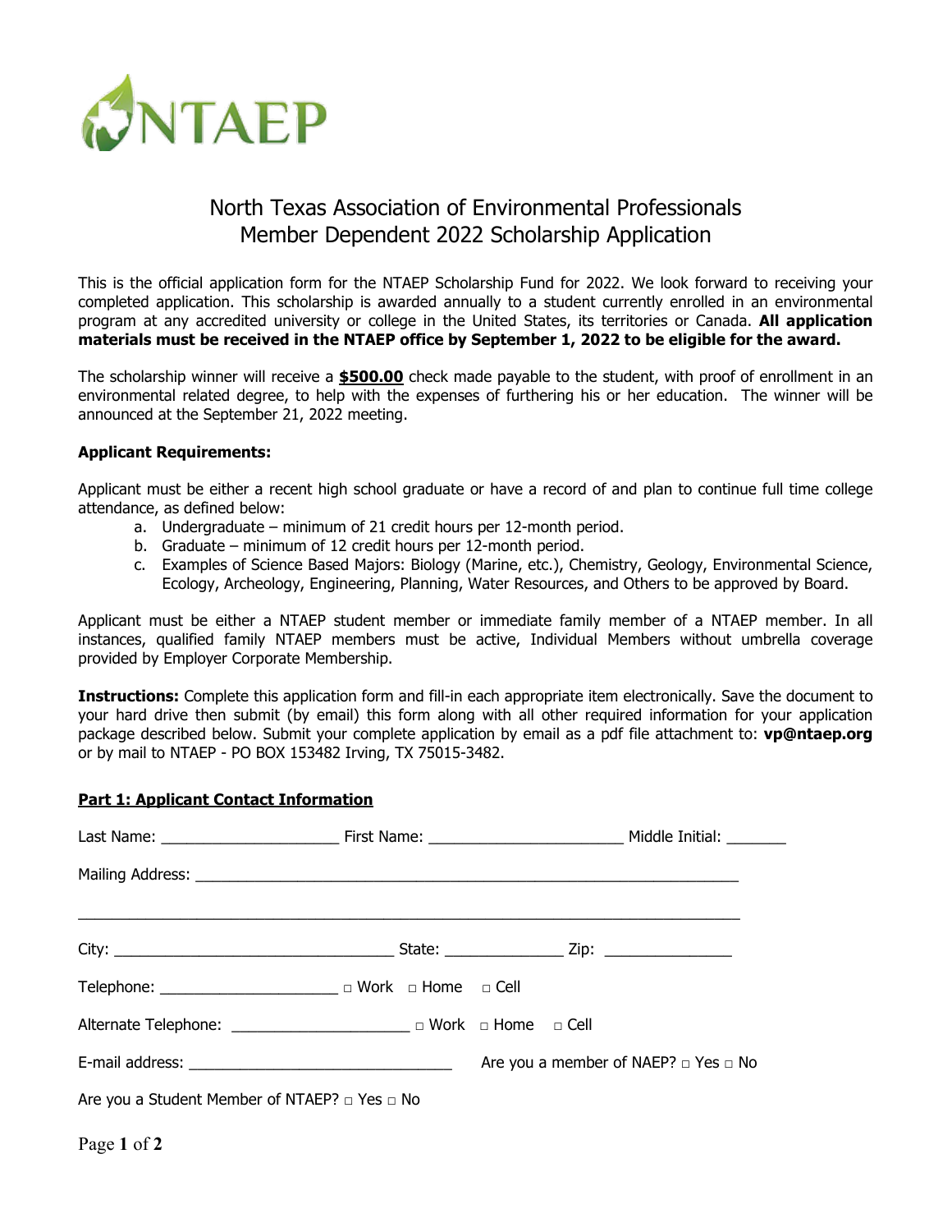# North Texas Association of Environmental Professionals
## Member Dependent 2022 Scholarship Application

This is the official application form for the NTAEP Scholarship Fund for 2022. We look forward to receiving your completed application. This scholarship is awarded annually to a student currently enrolled in an environmental program at any accredited university or college in the United States, its territories or Canada. **All application materials must be received in the NTAEP office by September 1, 2022 to be eligible for the award.**

The scholarship winner will receive a **$500.00** check made payable to the student, with proof of enrollment in an environmental related degree, to help with the expenses of furthering his or her education. The winner will be announced at the September 21, 2022 meeting.

**Applicant Requirements:**

Applicant must be either a recent high school graduate or have a record of and plan to continue full time college attendance, as defined below:

a. Undergraduate – minimum of 21 credit hours per 12-month period.
b. Graduate – minimum of 12 credit hours per 12-month period.
c. Examples of Science Based Majors: Biology (Marine, etc.), Chemistry, Geology, Environmental Science, Ecology, Archeology, Engineering, Planning, Water Resources, and Others to be approved by Board.

Applicant must be either a NTAEP student member or immediate family member of a NTAEP member. In all instances, qualified family NTAEP members must be active, Individual Members without umbrella coverage provided by Employer Corporate Membership.

**Instructions:** Complete this application form and fill-in each appropriate item electronically. Save the document to your hard drive then submit (by email) this form along with all other required information for your application package described below. Submit your complete application by email as a pdf file attachment to: **vp@ntaep.org** or by mail to NTAEP - PO BOX 153482 Irving, TX 75015-3482.

**Part 1: Applicant Contact Information**

Last Name: ____________________ First Name: ______________________ Middle Initial: _______

Mailing Address: ______________________________________________________________

______________________________________________________________________________

City: _______________________________ State: _____________ Zip: ______________

Telephone: ____________________ □ Work □ Home □ Cell

Alternate Telephone: ____________________ □ Work □ Home □ Cell

E-mail address: _____________________________ Are you a member of NAEP? □ Yes □ No

Are you a Student Member of NTAEP? □ Yes □ No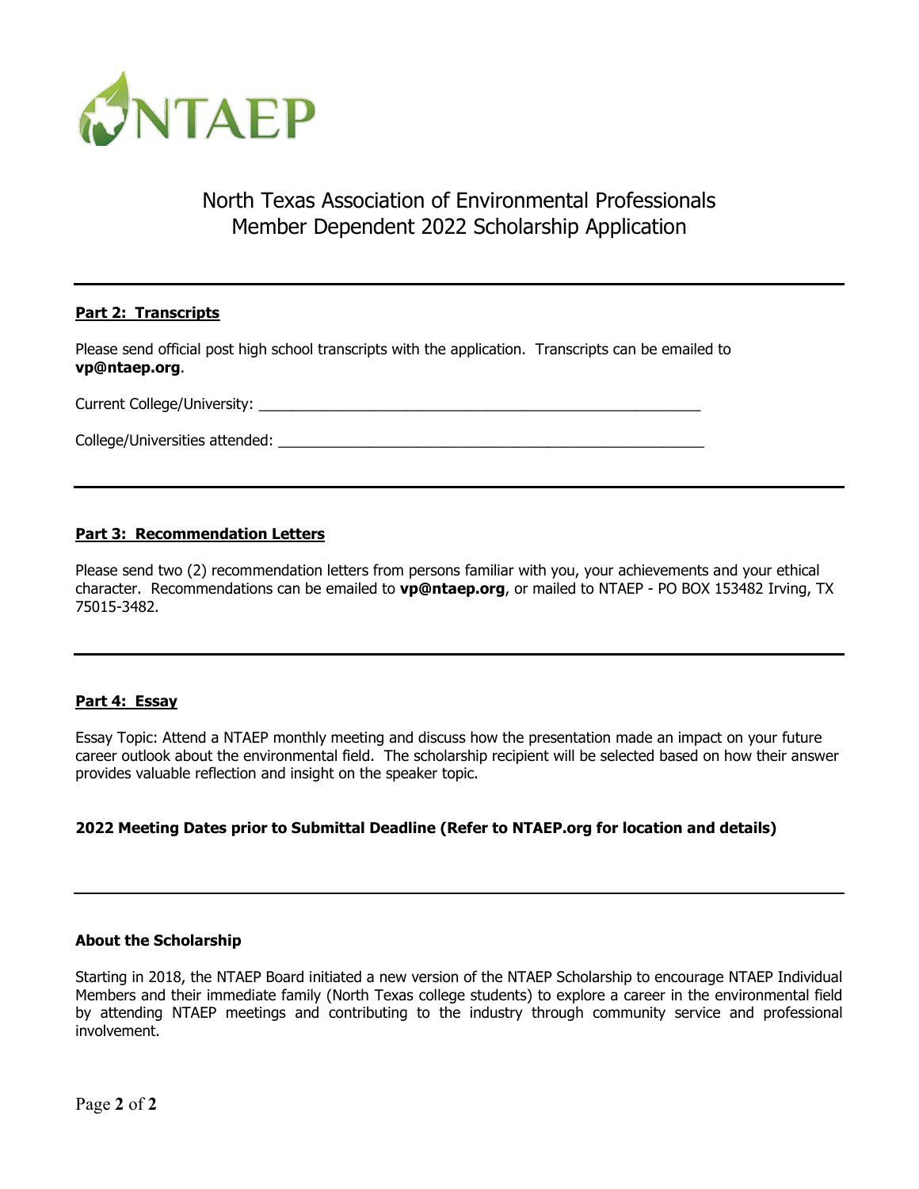NTAEP

North Texas Association of Environmental Professionals
Member Dependent 2022 Scholarship Application

---

**Part 2: Transcripts**

Please send official post high school transcripts with the application. Transcripts can be emailed to **vp@ntaep.org**.

Current College/University: ___________________________________________________________

College/Universities attended: _________________________________________________________

---

**Part 3: Recommendation Letters**

Please send two (2) recommendation letters from persons familiar with you, your achievements and your ethical character. Recommendations can be emailed to **vp@ntaep.org**, or mailed to NTAEP - PO BOX 153482 Irving, TX 75015-3482.

---

**Part 4: Essay**

Essay Topic: Attend a NTAEP monthly meeting and discuss how the presentation made an impact on your future career outlook about the environmental field. The scholarship recipient will be selected based on how their answer provides valuable reflection and insight on the speaker topic.

**2022 Meeting Dates prior to Submittal Deadline (Refer to NTAEP.org for location and details)**

---

**About the Scholarship**

Starting in 2018, the NTAEP Board initiated a new version of the NTAEP Scholarship to encourage NTAEP Individual Members and their immediate family (North Texas college students) to explore a career in the environmental field by attending NTAEP meetings and contributing to the industry through community service and professional involvement.